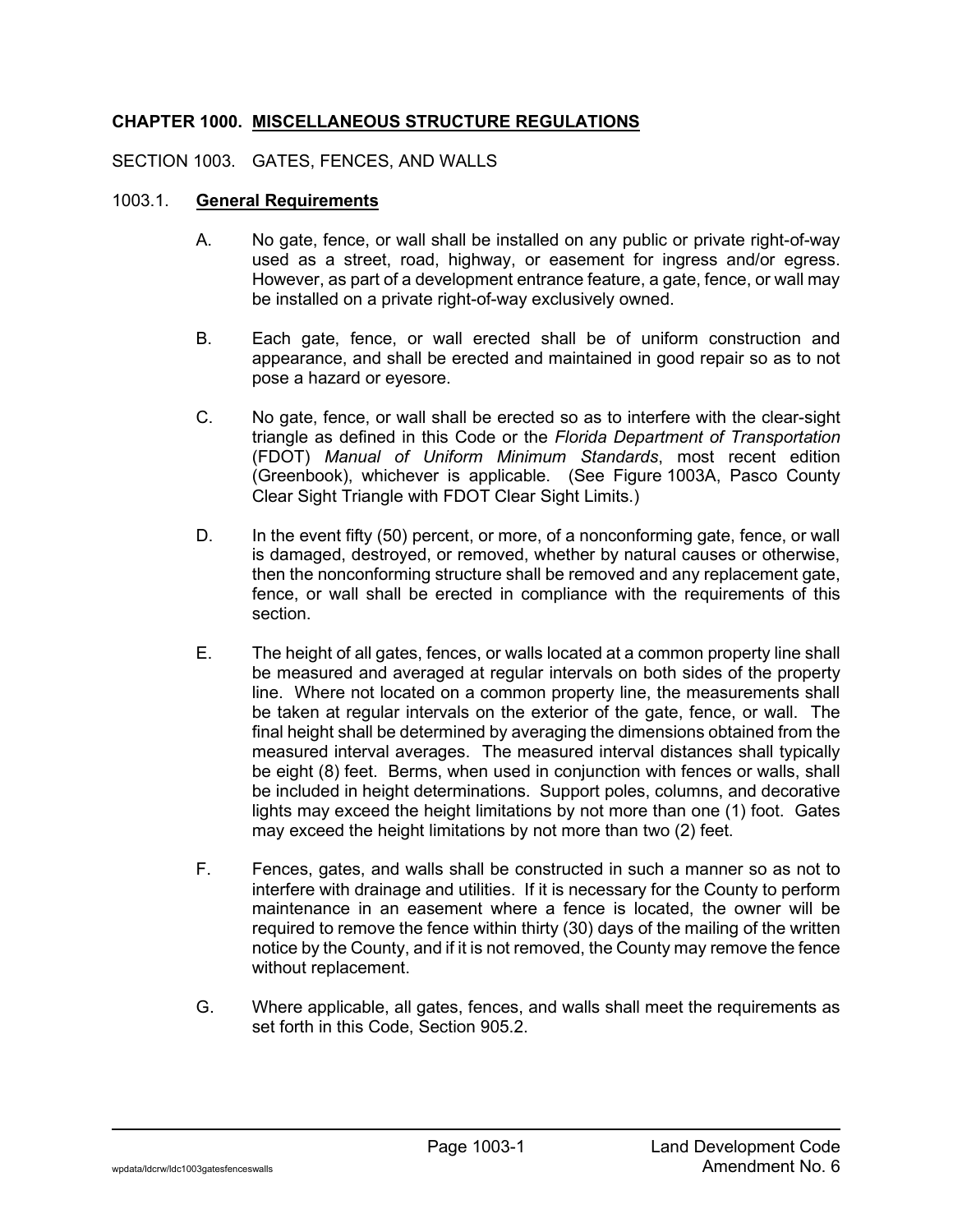# CHAPTER 1000. MISCELLANEOUS STRUCTURE REGULATIONS

## SECTION 1003. GATES, FENCES, AND WALLS

### 1003.1. **General Requirements**

A. No gate, fence, or wall shall be installed on any public or private right-of-way used as a street, road, highway, or easement for ingress and/or egress. However, as part of a development entrance feature, a gate, fence, or wall may be installed on a private right-of-way exclusively owned.

B. Each gate, fence, or wall erected shall be of uniform construction and appearance, and shall be erected and maintained in good repair so as to not pose a hazard or eyesore.

C. No gate, fence, or wall shall be erected so as to interfere with the clear-sight triangle as defined in this Code or the *Florida Department of Transportation* (FDOT) *Manual of Uniform Minimum Standards*, most recent edition (Greenbook), whichever is applicable. (See Figure 1003A, Pasco County Clear Sight Triangle with FDOT Clear Sight Limits.)

D. In the event fifty (50) percent, or more, of a nonconforming gate, fence, or wall is damaged, destroyed, or removed, whether by natural causes or otherwise, then the nonconforming structure shall be removed and any replacement gate, fence, or wall shall be erected in compliance with the requirements of this section.

E. The height of all gates, fences, or walls located at a common property line shall be measured and averaged at regular intervals on both sides of the property line. Where not located on a common property line, the measurements shall be taken at regular intervals on the exterior of the gate, fence, or wall. The final height shall be determined by averaging the dimensions obtained from the measured interval averages. The measured interval distances shall typically be eight (8) feet. Berms, when used in conjunction with fences or walls, shall be included in height determinations. Support poles, columns, and decorative lights may exceed the height limitations by not more than one (1) foot. Gates may exceed the height limitations by not more than two (2) feet.

F. Fences, gates, and walls shall be constructed in such a manner so as not to interfere with drainage and utilities. If it is necessary for the County to perform maintenance in an easement where a fence is located, the owner will be required to remove the fence within thirty (30) days of the mailing of the written notice by the County, and if it is not removed, the County may remove the fence without replacement.

G. Where applicable, all gates, fences, and walls shall meet the requirements as set forth in this Code, Section 905.2.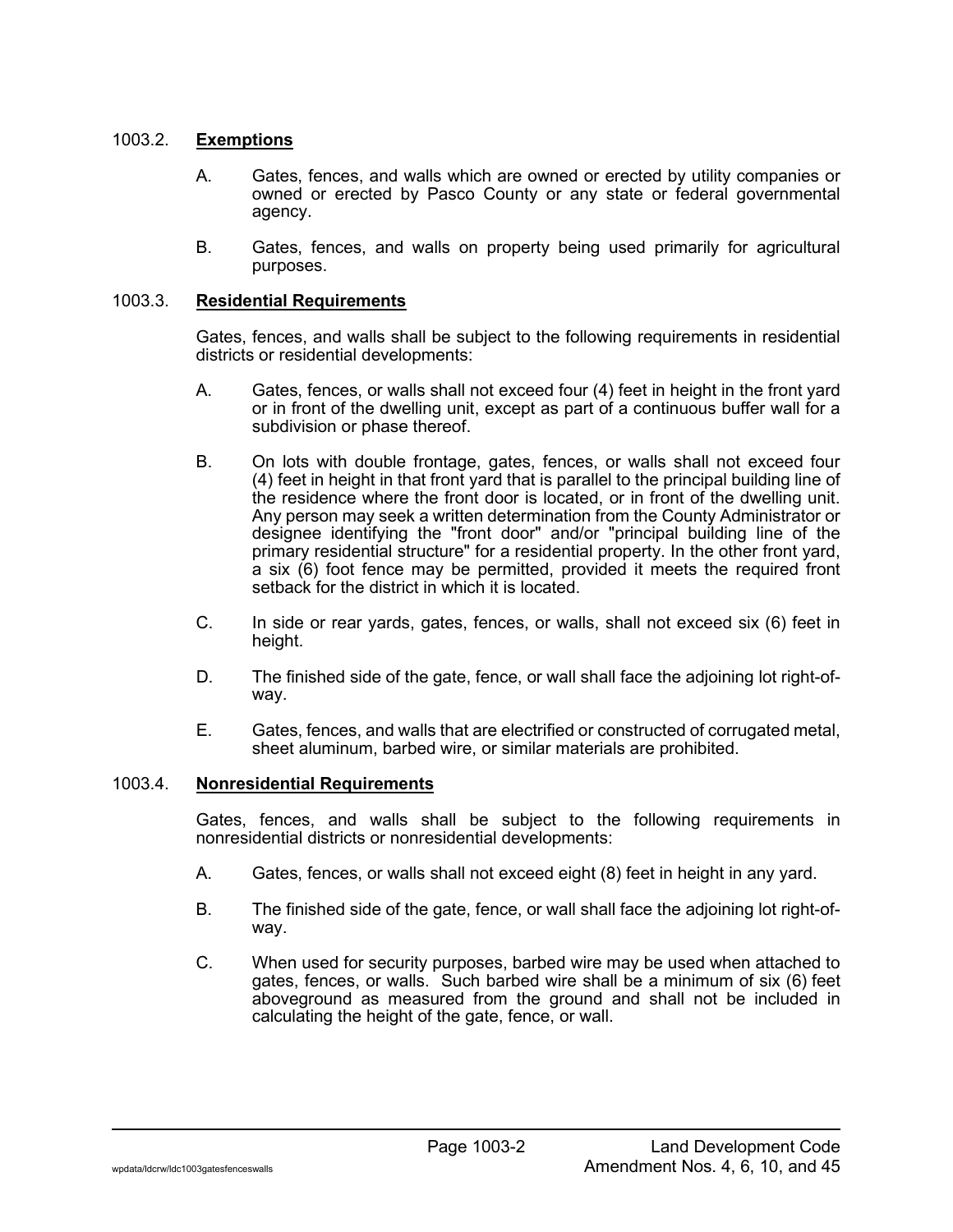## 1003.2. **Exemptions**

A. Gates, fences, and walls which are owned or erected by utility companies or owned or erected by Pasco County or any state or federal governmental agency.

B. Gates, fences, and walls on property being used primarily for agricultural purposes.

## 1003.3. **Residential Requirements**

Gates, fences, and walls shall be subject to the following requirements in residential districts or residential developments:

A. Gates, fences, or walls shall not exceed four (4) feet in height in the front yard or in front of the dwelling unit, except as part of a continuous buffer wall for a subdivision or phase thereof.

B. On lots with double frontage, gates, fences, or walls shall not exceed four (4) feet in height in that front yard that is parallel to the principal building line of the residence where the front door is located, or in front of the dwelling unit. Any person may seek a written determination from the County Administrator or designee identifying the "front door" and/or "principal building line of the primary residential structure" for a residential property. In the other front yard, a six (6) foot fence may be permitted, provided it meets the required front setback for the district in which it is located.

C. In side or rear yards, gates, fences, or walls, shall not exceed six (6) feet in height.

D. The finished side of the gate, fence, or wall shall face the adjoining lot right-of-way.

E. Gates, fences, and walls that are electrified or constructed of corrugated metal, sheet aluminum, barbed wire, or similar materials are prohibited.

## 1003.4. **Nonresidential Requirements**

Gates, fences, and walls shall be subject to the following requirements in nonresidential districts or nonresidential developments:

A. Gates, fences, or walls shall not exceed eight (8) feet in height in any yard.

B. The finished side of the gate, fence, or wall shall face the adjoining lot right-of-way.

C. When used for security purposes, barbed wire may be used when attached to gates, fences, or walls. Such barbed wire shall be a minimum of six (6) feet aboveground as measured from the ground and shall not be included in calculating the height of the gate, fence, or wall.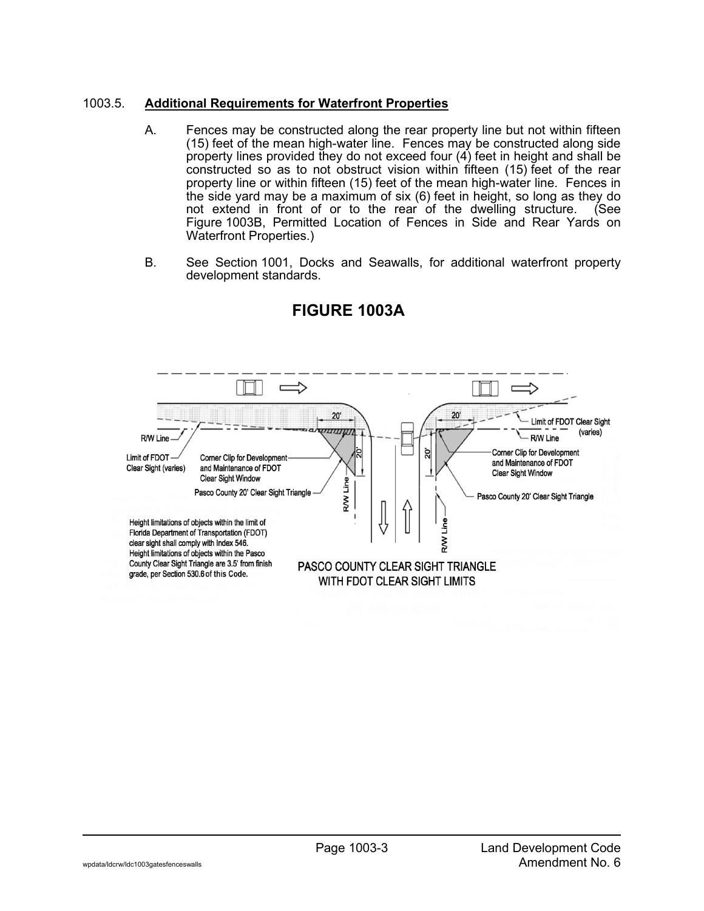1003.5. **Additional Requirements for Waterfront Properties**

A. Fences may be constructed along the rear property line but not within fifteen (15) feet of the mean high-water line. Fences may be constructed along side property lines provided they do not exceed four (4) feet in height and shall be constructed so as to not obstruct vision within fifteen (15) feet of the rear property line or within fifteen (15) feet of the mean high-water line. Fences in the side yard may be a maximum of six (6) feet in height, so long as they do not extend in front of or to the rear of the dwelling structure. (See Figure 1003B, Permitted Location of Fences in Side and Rear Yards on Waterfront Properties.)

B. See Section 1001, Docks and Seawalls, for additional waterfront property development standards.

## FIGURE 1003A

Height limitations of objects within the limit of Florida Department of Transportation (FDOT) clear sight shall comply with Index 546. Height limitations of objects within the Pasco County Clear Sight Triangle are 3.5' from finish grade, per Section 530.6 of this Code.

PASCO COUNTY CLEAR SIGHT TRIANGLE WITH FDOT CLEAR SIGHT LIMITS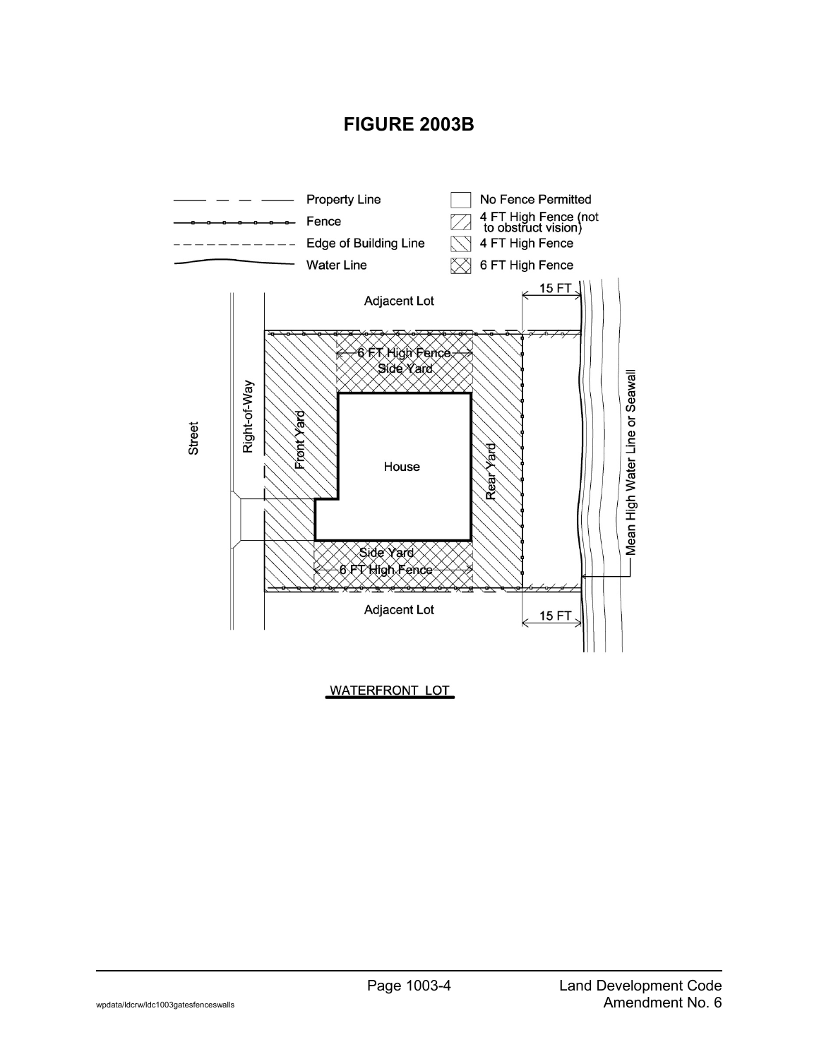# FIGURE 2003B

Property Line

Fence

Edge of Building Line

Water Line

No Fence Permitted

4 FT High Fence (not to obstruct vision)

4 FT High Fence

6 FT High Fence

Adjacent Lot

15 FT

6 FT High Fence

Side Yard

Street

Right-of-Way

Front Yard

House

Rear Yard

Mean High Water Line or Seawall

Side Yard

6 FT High Fence

Adjacent Lot

15 FT

WATERFRONT LOT

wpdata/ldcrw/ldc1003gatesfenceswalls